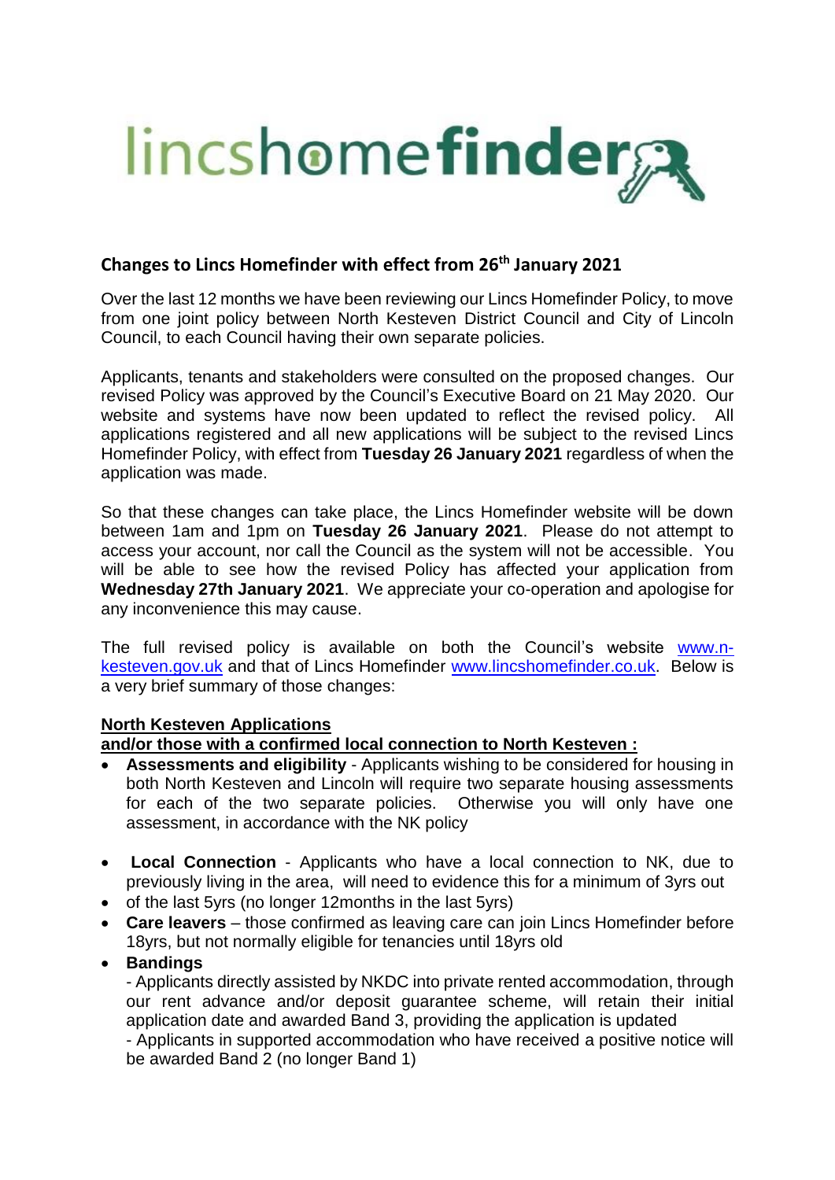lincshomefinder

## Changes to Lincs Homefinder with effect from 26th January 2021

Over the last 12 months we have been reviewing our Lincs Homefinder Policy, to move from one joint policy between North Kesteven District Council and City of Lincoln Council, to each Council having their own separate policies.

Applicants, tenants and stakeholders were consulted on the proposed changes. Our revised Policy was approved by the Council's Executive Board on 21 May 2020. Our website and systems have now been updated to reflect the revised policy. All applications registered and all new applications will be subject to the revised Lincs Homefinder Policy, with effect from **Tuesday 26 January 2021** regardless of when the application was made.

So that these changes can take place, the Lincs Homefinder website will be down between 1am and 1pm on **Tuesday 26 January 2021**. Please do not attempt to access your account, nor call the Council as the system will not be accessible. You will be able to see how the revised Policy has affected your application from **Wednesday 27th January 2021**. We appreciate your co-operation and apologise for any inconvenience this may cause.

The full revised policy is available on both the Council's website www.n-kesteven.gov.uk and that of Lincs Homefinder www.lincshomefinder.co.uk. Below is a very brief summary of those changes:

**North Kesteven Applications**
**and/or those with a confirmed local connection to North Kesteven :**

- **Assessments and eligibility** - Applicants wishing to be considered for housing in both North Kesteven and Lincoln will require two separate housing assessments for each of the two separate policies. Otherwise you will only have one assessment, in accordance with the NK policy
- **Local Connection** - Applicants who have a local connection to NK, due to previously living in the area, will need to evidence this for a minimum of 3yrs out
- of the last 5yrs (no longer 12months in the last 5yrs)
- **Care leavers** – those confirmed as leaving care can join Lincs Homefinder before 18yrs, but not normally eligible for tenancies until 18yrs old
- **Bandings**
  - Applicants directly assisted by NKDC into private rented accommodation, through our rent advance and/or deposit guarantee scheme, will retain their initial application date and awarded Band 3, providing the application is updated
  - Applicants in supported accommodation who have received a positive notice will be awarded Band 2 (no longer Band 1)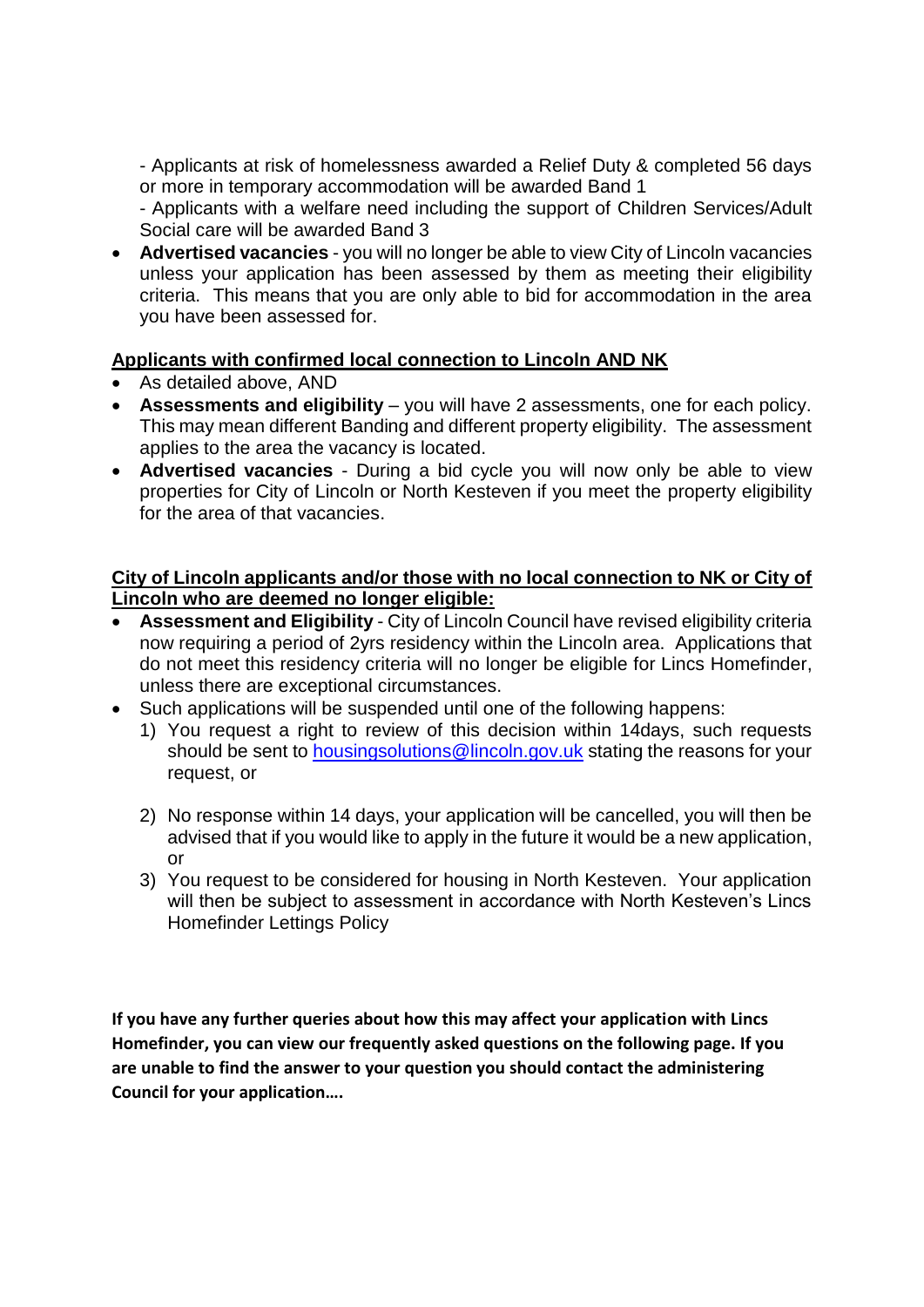- Applicants at risk of homelessness awarded a Relief Duty & completed 56 days or more in temporary accommodation will be awarded Band 1

  - Applicants with a welfare need including the support of Children Services/Adult Social care will be awarded Band 3

- **Advertised vacancies** - you will no longer be able to view City of Lincoln vacancies unless your application has been assessed by them as meeting their eligibility criteria. This means that you are only able to bid for accommodation in the area you have been assessed for.

## Applicants with confirmed local connection to Lincoln AND NK

- As detailed above, AND
- **Assessments and eligibility** – you will have 2 assessments, one for each policy. This may mean different Banding and different property eligibility. The assessment applies to the area the vacancy is located.
- **Advertised vacancies** - During a bid cycle you will now only be able to view properties for City of Lincoln or North Kesteven if you meet the property eligibility for the area of that vacancies.

## City of Lincoln applicants and/or those with no local connection to NK or City of Lincoln who are deemed no longer eligible:

- **Assessment and Eligibility** - City of Lincoln Council have revised eligibility criteria now requiring a period of 2yrs residency within the Lincoln area. Applications that do not meet this residency criteria will no longer be eligible for Lincs Homefinder, unless there are exceptional circumstances.
- Such applications will be suspended until one of the following happens:
  1) You request a right to review of this decision within 14days, such requests should be sent to [housingsolutions@lincoln.gov.uk](mailto:housingsolutions@lincoln.gov.uk) stating the reasons for your request, or
  2) No response within 14 days, your application will be cancelled, you will then be advised that if you would like to apply in the future it would be a new application, or
  3) You request to be considered for housing in North Kesteven. Your application will then be subject to assessment in accordance with North Kesteven's Lincs Homefinder Lettings Policy

**If you have any further queries about how this may affect your application with Lincs Homefinder, you can view our frequently asked questions on the following page. If you are unable to find the answer to your question you should contact the administering Council for your application….**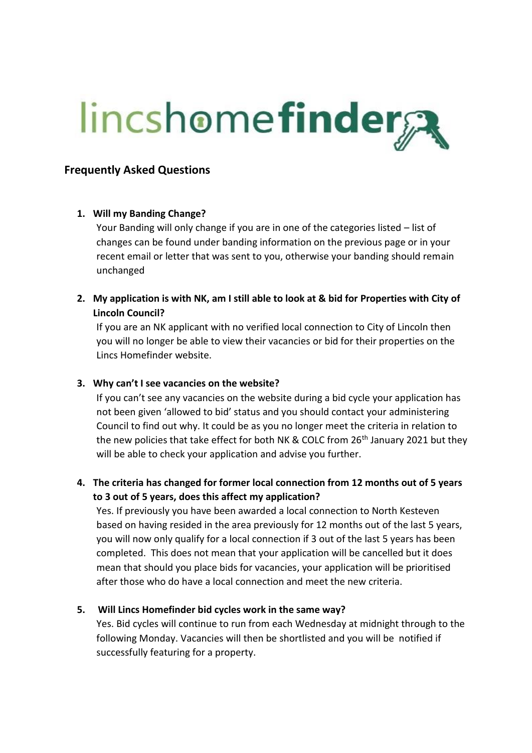lincshomefinder

## Frequently Asked Questions

1. **Will my Banding Change?**
   Your Banding will only change if you are in one of the categories listed – list of changes can be found under banding information on the previous page or in your recent email or letter that was sent to you, otherwise your banding should remain unchanged

2. **My application is with NK, am I still able to look at & bid for Properties with City of Lincoln Council?**
   If you are an NK applicant with no verified local connection to City of Lincoln then you will no longer be able to view their vacancies or bid for their properties on the Lincs Homefinder website.

3. **Why can't I see vacancies on the website?**
   If you can't see any vacancies on the website during a bid cycle your application has not been given 'allowed to bid' status and you should contact your administering Council to find out why. It could be as you no longer meet the criteria in relation to the new policies that take effect for both NK & COLC from 26th January 2021 but they will be able to check your application and advise you further.

4. **The criteria has changed for former local connection from 12 months out of 5 years to 3 out of 5 years, does this affect my application?**
   Yes. If previously you have been awarded a local connection to North Kesteven based on having resided in the area previously for 12 months out of the last 5 years, you will now only qualify for a local connection if 3 out of the last 5 years has been completed. This does not mean that your application will be cancelled but it does mean that should you place bids for vacancies, your application will be prioritised after those who do have a local connection and meet the new criteria.

5. **Will Lincs Homefinder bid cycles work in the same way?**
   Yes. Bid cycles will continue to run from each Wednesday at midnight through to the following Monday. Vacancies will then be shortlisted and you will be notified if successfully featuring for a property.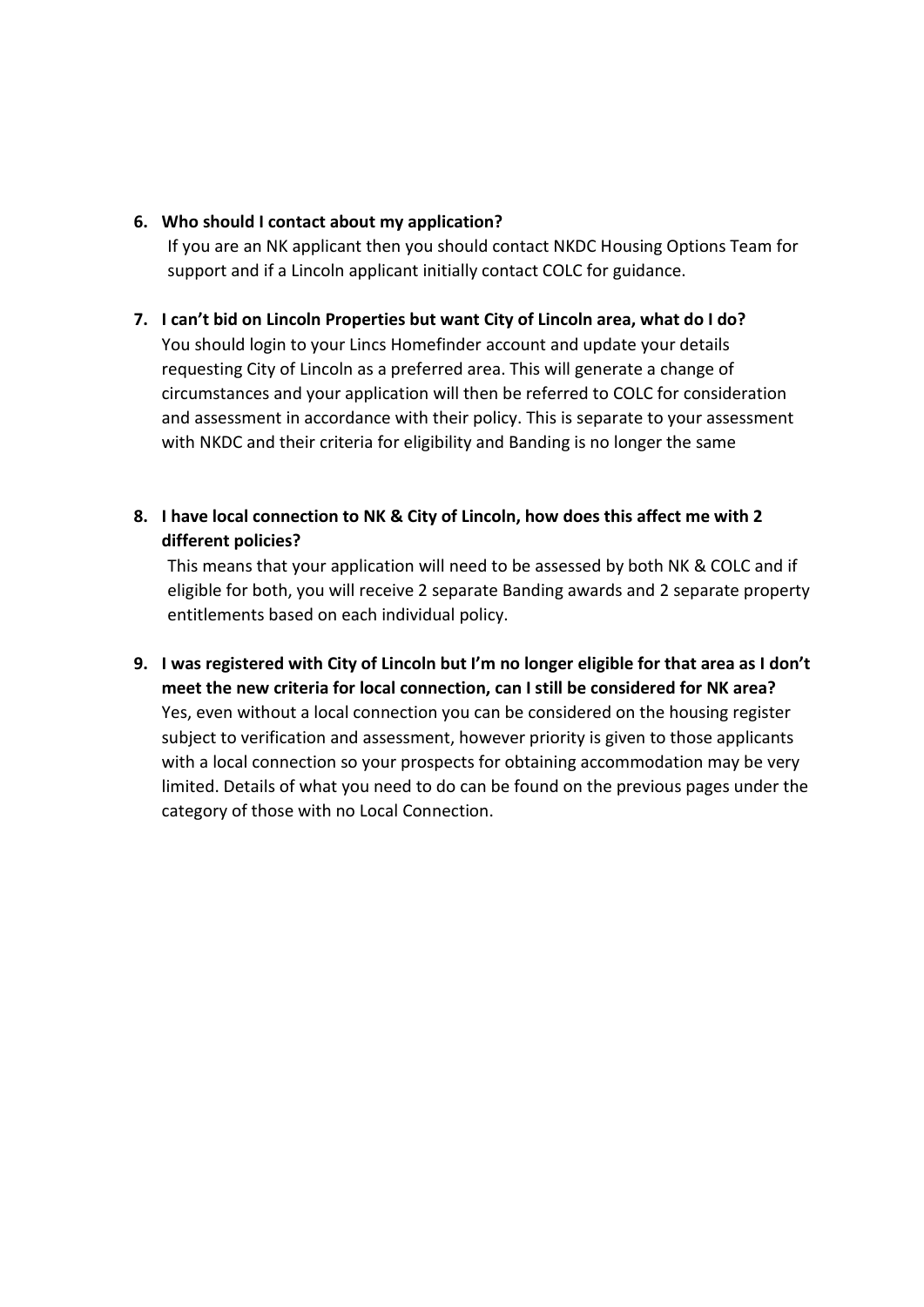6. **Who should I contact about my application?**

   If you are an NK applicant then you should contact NKDC Housing Options Team for support and if a Lincoln applicant initially contact COLC for guidance.

7. **I can't bid on Lincoln Properties but want City of Lincoln area, what do I do?**

   You should login to your Lincs Homefinder account and update your details requesting City of Lincoln as a preferred area. This will generate a change of circumstances and your application will then be referred to COLC for consideration and assessment in accordance with their policy. This is separate to your assessment with NKDC and their criteria for eligibility and Banding is no longer the same

8. **I have local connection to NK & City of Lincoln, how does this affect me with 2 different policies?**

   This means that your application will need to be assessed by both NK & COLC and if eligible for both, you will receive 2 separate Banding awards and 2 separate property entitlements based on each individual policy.

9. **I was registered with City of Lincoln but I'm no longer eligible for that area as I don't meet the new criteria for local connection, can I still be considered for NK area?**

   Yes, even without a local connection you can be considered on the housing register subject to verification and assessment, however priority is given to those applicants with a local connection so your prospects for obtaining accommodation may be very limited. Details of what you need to do can be found on the previous pages under the category of those with no Local Connection.